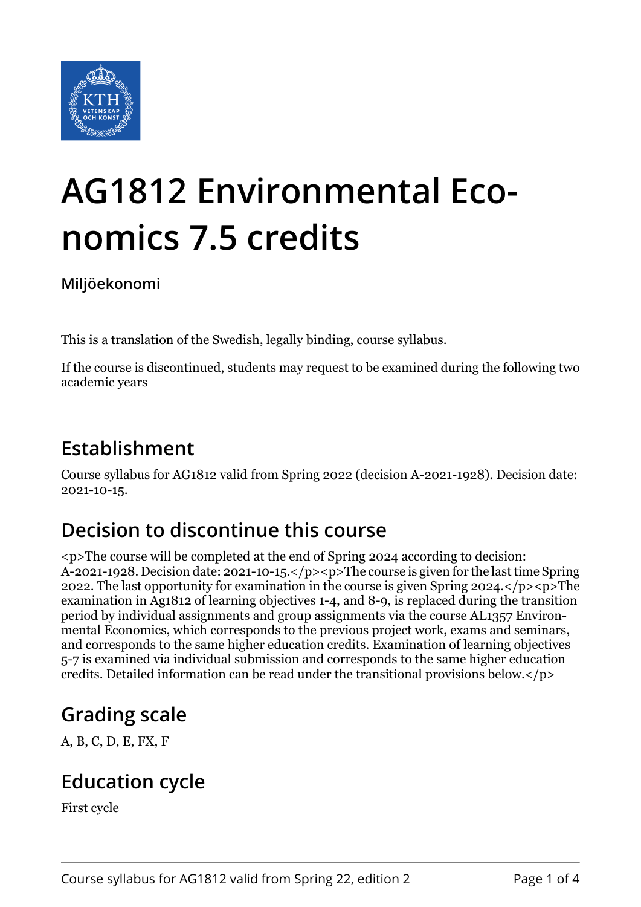# AG1812 Environmental Economics 7.5 credits

**Miljöekonomi**

This is a translation of the Swedish, legally binding, course syllabus.

If the course is discontinued, students may request to be examined during the following two academic years

## Establishment

Course syllabus for AG1812 valid from Spring 2022 (decision A-2021-1928). Decision date: 2021-10-15.

## Decision to discontinue this course

<p>The course will be completed at the end of Spring 2024 according to decision: A-2021-1928. Decision date: 2021-10-15.</p><p>The course is given for the last time Spring 2022. The last opportunity for examination in the course is given Spring 2024.</p><p>The examination in Ag1812 of learning objectives 1-4, and 8-9, is replaced during the transition period by individual assignments and group assignments via the course AL1357 Environmental Economics, which corresponds to the previous project work, exams and seminars, and corresponds to the same higher education credits. Examination of learning objectives 5-7 is examined via individual submission and corresponds to the same higher education credits. Detailed information can be read under the transitional provisions below.</p>

## Grading scale

A, B, C, D, E, FX, F

## Education cycle

First cycle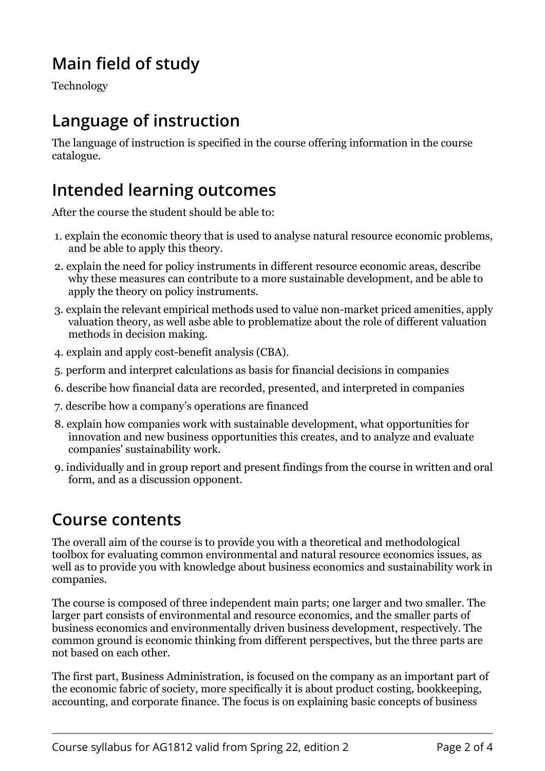## Main field of study

Technology

## Language of instruction

The language of instruction is specified in the course offering information in the course catalogue.

## Intended learning outcomes

After the course the student should be able to:

1. explain the economic theory that is used to analyse natural resource economic problems, and be able to apply this theory.
2. explain the need for policy instruments in different resource economic areas, describe why these measures can contribute to a more sustainable development, and be able to apply the theory on policy instruments.
3. explain the relevant empirical methods used to value non-market priced amenities, apply valuation theory, as well asbe able to problematize about the role of different valuation methods in decision making.
4. explain and apply cost-benefit analysis (CBA).
5. perform and interpret calculations as basis for financial decisions in companies
6. describe how financial data are recorded, presented, and interpreted in companies
7. describe how a company's operations are financed
8. explain how companies work with sustainable development, what opportunities for innovation and new business opportunities this creates, and to analyze and evaluate companies' sustainability work.
9. individually and in group report and present findings from the course in written and oral form, and as a discussion opponent.

## Course contents

The overall aim of the course is to provide you with a theoretical and methodological toolbox for evaluating common environmental and natural resource economics issues, as well as to provide you with knowledge about business economics and sustainability work in companies.

The course is composed of three independent main parts; one larger and two smaller. The larger part consists of environmental and resource economics, and the smaller parts of business economics and environmentally driven business development, respectively. The common ground is economic thinking from different perspectives, but the three parts are not based on each other.

The first part, Business Administration, is focused on the company as an important part of the economic fabric of society, more specifically it is about product costing, bookkeeping, accounting, and corporate finance. The focus is on explaining basic concepts of business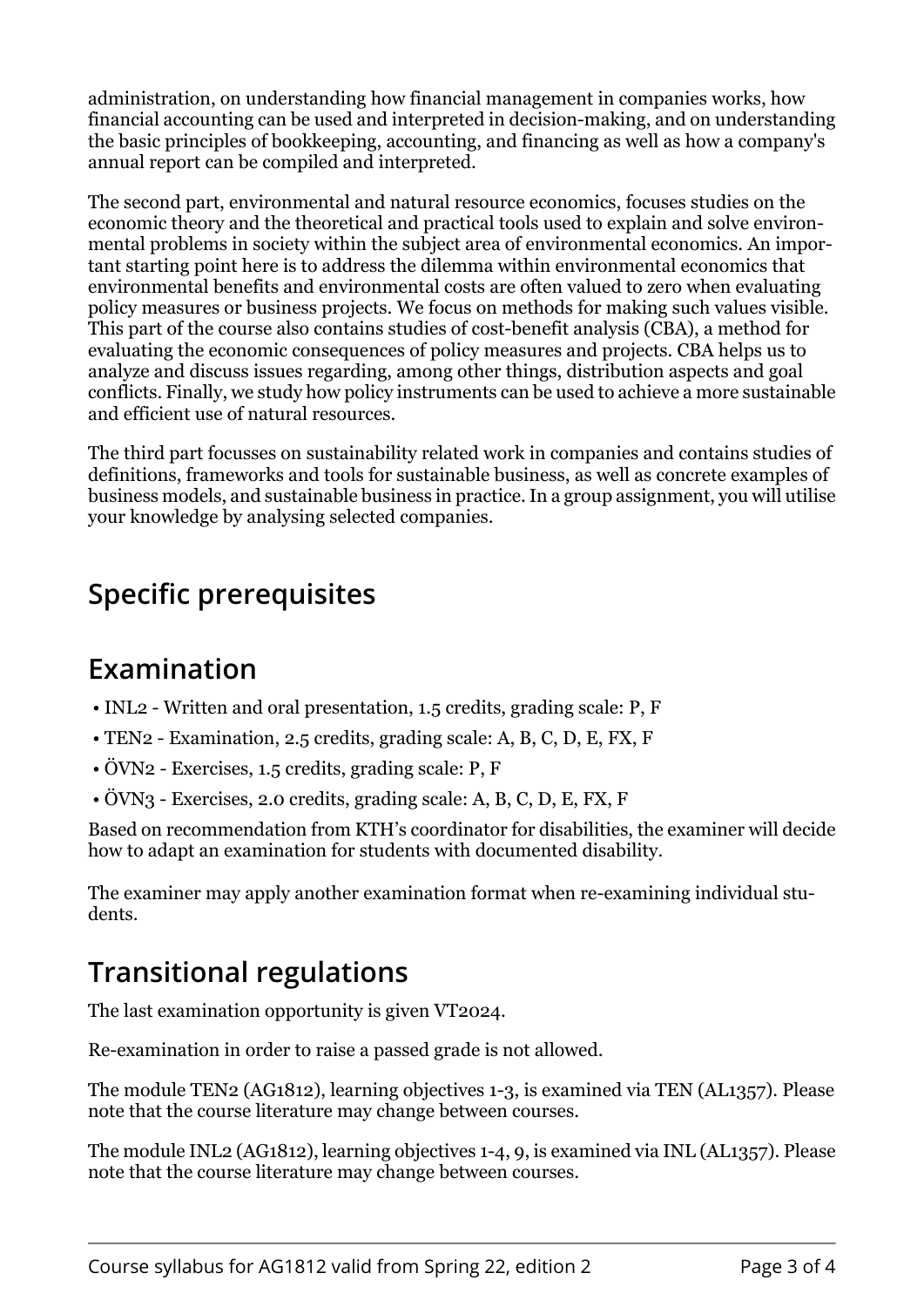administration, on understanding how financial management in companies works, how financial accounting can be used and interpreted in decision-making, and on understanding the basic principles of bookkeeping, accounting, and financing as well as how a company's annual report can be compiled and interpreted.

The second part, environmental and natural resource economics, focuses studies on the economic theory and the theoretical and practical tools used to explain and solve environmental problems in society within the subject area of environmental economics. An important starting point here is to address the dilemma within environmental economics that environmental benefits and environmental costs are often valued to zero when evaluating policy measures or business projects. We focus on methods for making such values visible. This part of the course also contains studies of cost-benefit analysis (CBA), a method for evaluating the economic consequences of policy measures and projects. CBA helps us to analyze and discuss issues regarding, among other things, distribution aspects and goal conflicts. Finally, we study how policy instruments can be used to achieve a more sustainable and efficient use of natural resources.

The third part focusses on sustainability related work in companies and contains studies of definitions, frameworks and tools for sustainable business, as well as concrete examples of business models, and sustainable business in practice. In a group assignment, you will utilise your knowledge by analysing selected companies.

## Specific prerequisites

## Examination

- INL2 - Written and oral presentation, 1.5 credits, grading scale: P, F
- TEN2 - Examination, 2.5 credits, grading scale: A, B, C, D, E, FX, F
- ÖVN2 - Exercises, 1.5 credits, grading scale: P, F
- ÖVN3 - Exercises, 2.0 credits, grading scale: A, B, C, D, E, FX, F

Based on recommendation from KTH's coordinator for disabilities, the examiner will decide how to adapt an examination for students with documented disability.

The examiner may apply another examination format when re-examining individual students.

## Transitional regulations

The last examination opportunity is given VT2024.

Re-examination in order to raise a passed grade is not allowed.

The module TEN2 (AG1812), learning objectives 1-3, is examined via TEN (AL1357). Please note that the course literature may change between courses.

The module INL2 (AG1812), learning objectives 1-4, 9, is examined via INL (AL1357). Please note that the course literature may change between courses.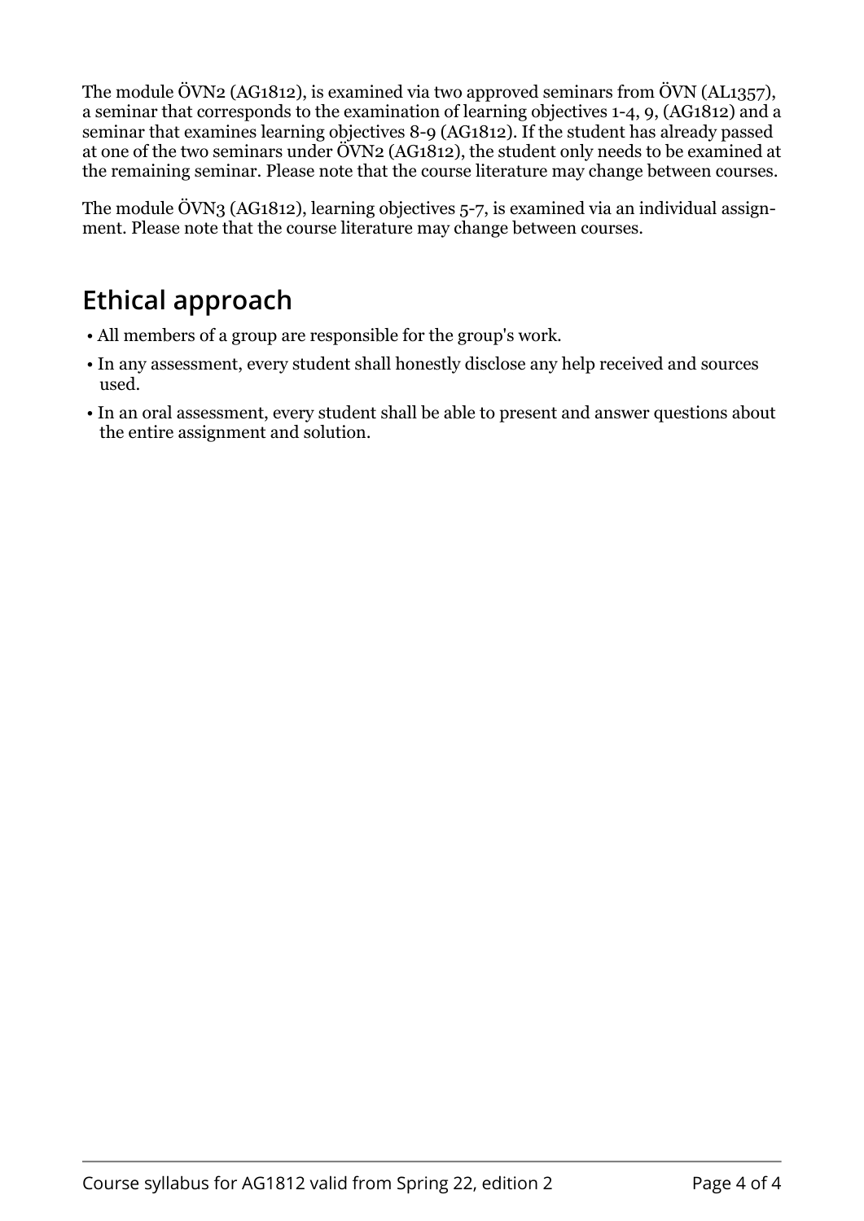The module ÖVN2 (AG1812), is examined via two approved seminars from ÖVN (AL1357), a seminar that corresponds to the examination of learning objectives 1-4, 9, (AG1812) and a seminar that examines learning objectives 8-9 (AG1812). If the student has already passed at one of the two seminars under ÖVN2 (AG1812), the student only needs to be examined at the remaining seminar. Please note that the course literature may change between courses.

The module ÖVN3 (AG1812), learning objectives 5-7, is examined via an individual assignment. Please note that the course literature may change between courses.

## Ethical approach

- All members of a group are responsible for the group's work.
- In any assessment, every student shall honestly disclose any help received and sources used.
- In an oral assessment, every student shall be able to present and answer questions about the entire assignment and solution.